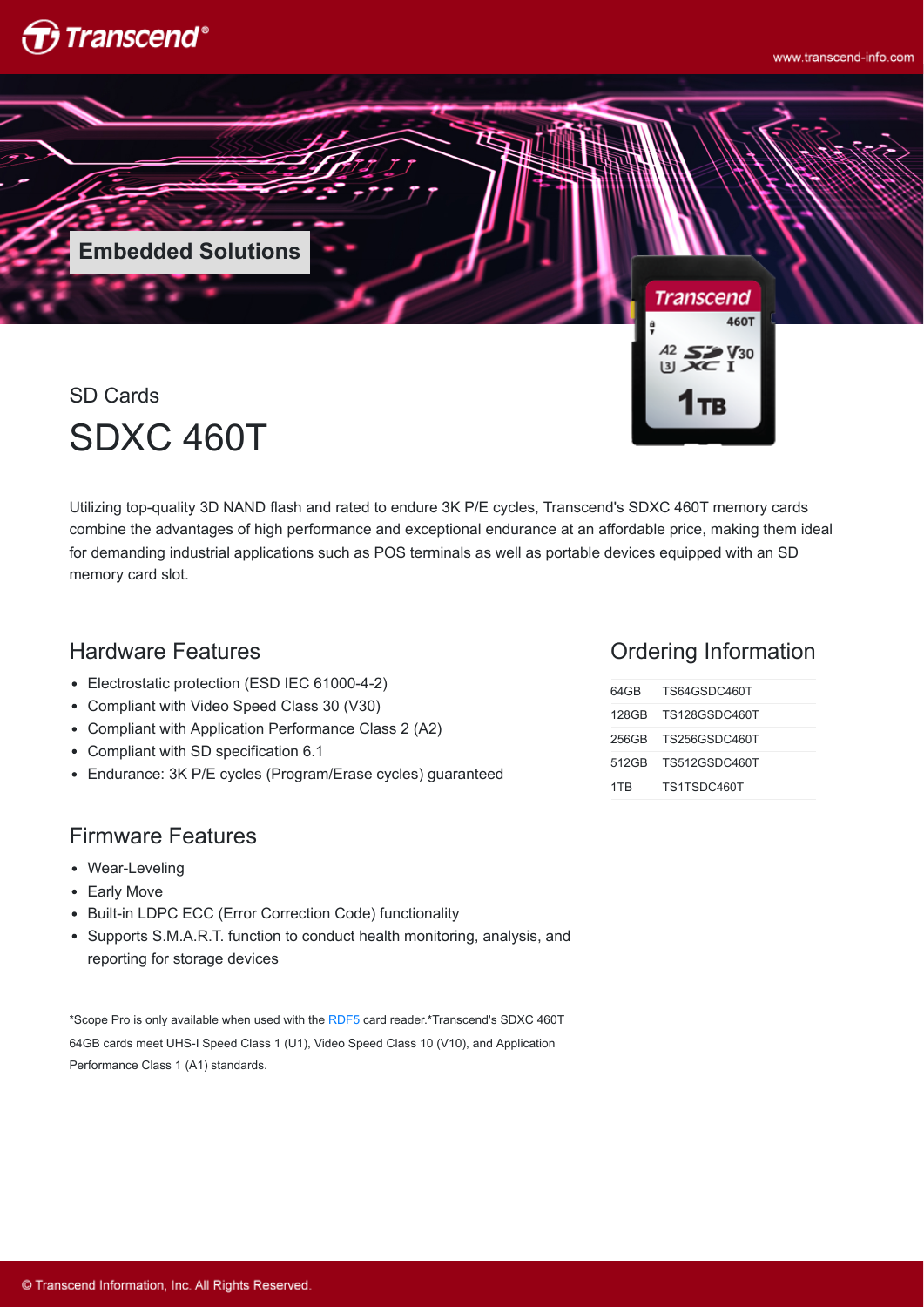Embedded Solutions

SD Cards

# SDXC 460T

Utilizing top-quality 3D NAND flash and rated to endure 3K P/E cycles, Transcend's SDXC 460T memory cards combine the advantages of high performance and exceptional endurance at an affordable price, making them ideal for demanding industrial applications such as POS terminals as well as portable devices equipped with an SD memory card slot.

## Hardware Features

- Electrostatic protection (ESD IEC 61000-4-2)
- Compliant with Video Speed Class 30 (V30)
- Compliant with Application Performance Class 2 (A2)
- Compliant with SD specification 6.1
- Endurance: 3K P/E cycles (Program/Erase cycles) guaranteed

## Firmware Features

- Wear-Leveling
- Early Move
- Built-in LDPC ECC (Error Correction Code) functionality
- Supports S.M.A.R.T. function to conduct health monitoring, analysis, and reporting for storage devices

*Scope Pro is only available when used with the RDF5 card reader.*Transcend's SDXC 460T 64GB cards meet UHS-I Speed Class 1 (U1), Video Speed Class 10 (V10), and Application Performance Class 1 (A1) standards.

## Ordering Information

| Capacity | Part Number |
|---|---|
| 64GB | TS64GSDC460T |
| 128GB | TS128GSDC460T |
| 256GB | TS256GSDC460T |
| 512GB | TS512GSDC460T |
| 1TB | TS1TSDC460T |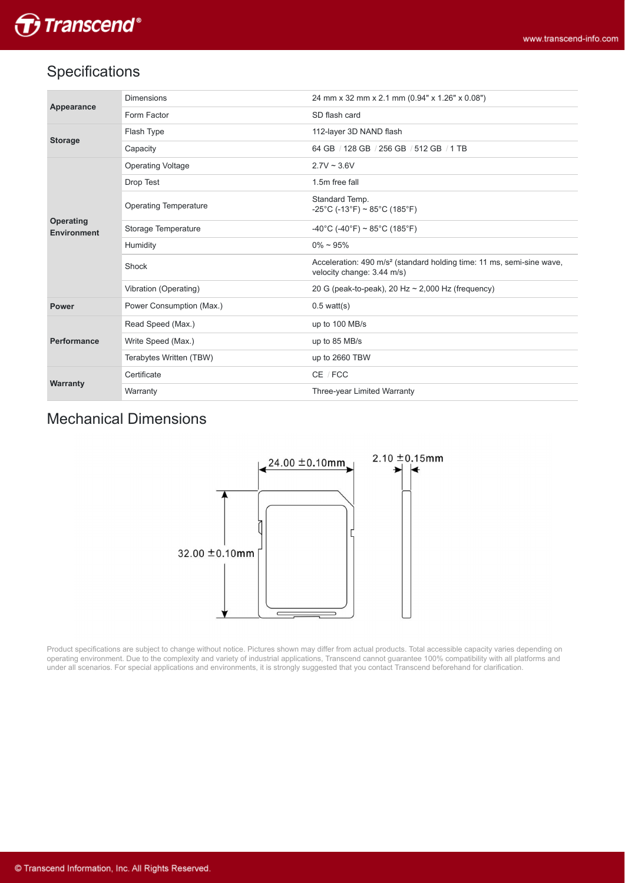## Specifications

| | | |
|---|---|---|
| **Appearance** | Dimensions | 24 mm x 32 mm x 2.1 mm (0.94" x 1.26" x 0.08") |
| | Form Factor | SD flash card |
| **Storage** | Flash Type | 112-layer 3D NAND flash |
| | Capacity | 64 GB / 128 GB / 256 GB / 512 GB / 1 TB |
| **Operating Environment** | Operating Voltage | 2.7V ~ 3.6V |
| | Drop Test | 1.5m free fall |
| | Operating Temperature | Standard Temp.<br>-25°C (-13°F) ~ 85°C (185°F) |
| | Storage Temperature | -40°C (-40°F) ~ 85°C (185°F) |
| | Humidity | 0% ~ 95% |
| | Shock | Acceleration: 490 m/s² (standard holding time: 11 ms, semi-sine wave, velocity change: 3.44 m/s) |
| | Vibration (Operating) | 20 G (peak-to-peak), 20 Hz ~ 2,000 Hz (frequency) |
| **Power** | Power Consumption (Max.) | 0.5 watt(s) |
| **Performance** | Read Speed (Max.) | up to 100 MB/s |
| | Write Speed (Max.) | up to 85 MB/s |
| | Terabytes Written (TBW) | up to 2660 TBW |
| **Warranty** | Certificate | CE / FCC |
| | Warranty | Three-year Limited Warranty |

## Mechanical Dimensions

24.00 ±0.10mm

2.10 ±0.15mm

32.00 ±0.10mm

Product specifications are subject to change without notice. Pictures shown may differ from actual products. Total accessible capacity varies depending on operating environment. Due to the complexity and variety of industrial applications, Transcend cannot guarantee 100% compatibility with all platforms and under all scenarios. For special applications and environments, it is strongly suggested that you contact Transcend beforehand for clarification.